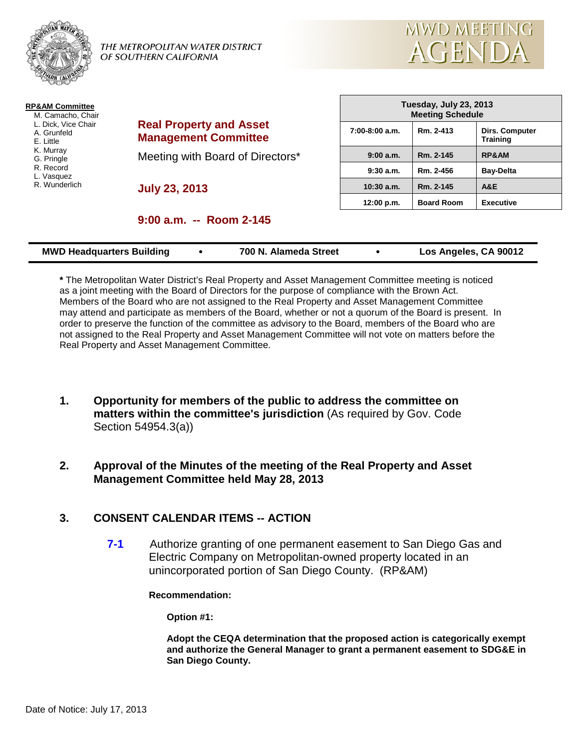THE METROPOLITAN WATER DISTRICT OF SOUTHERN CALIFORNIA

# MWD MEETING AGENDA

**RP&AM Committee**
- M. Camacho, Chair
- L. Dick, Vice Chair
- A. Grunfeld
- E. Little
- K. Murray
- G. Pringle
- R. Record
- L. Vasquez
- R. Wunderlich

## Real Property and Asset Management Committee

Meeting with Board of Directors*

**July 23, 2013**

**9:00 a.m. -- Room 2-145**

| Tuesday, July 23, 2013 Meeting Schedule | | |
|---|---|---|
| 7:00-8:00 a.m. | Rm. 2-413 | Dirs. Computer Training |
| 9:00 a.m. | Rm. 2-145 | RP&AM |
| 9:30 a.m. | Rm. 2-456 | Bay-Delta |
| 10:30 a.m. | Rm. 2-145 | A&E |
| 12:00 p.m. | Board Room | Executive |

**MWD Headquarters Building • 700 N. Alameda Street • Los Angeles, CA 90012**

**\*** The Metropolitan Water District's Real Property and Asset Management Committee meeting is noticed as a joint meeting with the Board of Directors for the purpose of compliance with the Brown Act. Members of the Board who are not assigned to the Real Property and Asset Management Committee may attend and participate as members of the Board, whether or not a quorum of the Board is present. In order to preserve the function of the committee as advisory to the Board, members of the Board who are not assigned to the Real Property and Asset Management Committee will not vote on matters before the Real Property and Asset Management Committee.

1. **Opportunity for members of the public to address the committee on matters within the committee's jurisdiction** (As required by Gov. Code Section 54954.3(a))

2. **Approval of the Minutes of the meeting of the Real Property and Asset Management Committee held May 28, 2013**

3. **CONSENT CALENDAR ITEMS -- ACTION**

   **7-1** Authorize granting of one permanent easement to San Diego Gas and Electric Company on Metropolitan-owned property located in an unincorporated portion of San Diego County. (RP&AM)

   **Recommendation:**

   **Option #1:**

   **Adopt the CEQA determination that the proposed action is categorically exempt and authorize the General Manager to grant a permanent easement to SDG&E in San Diego County.**

Date of Notice: July 17, 2013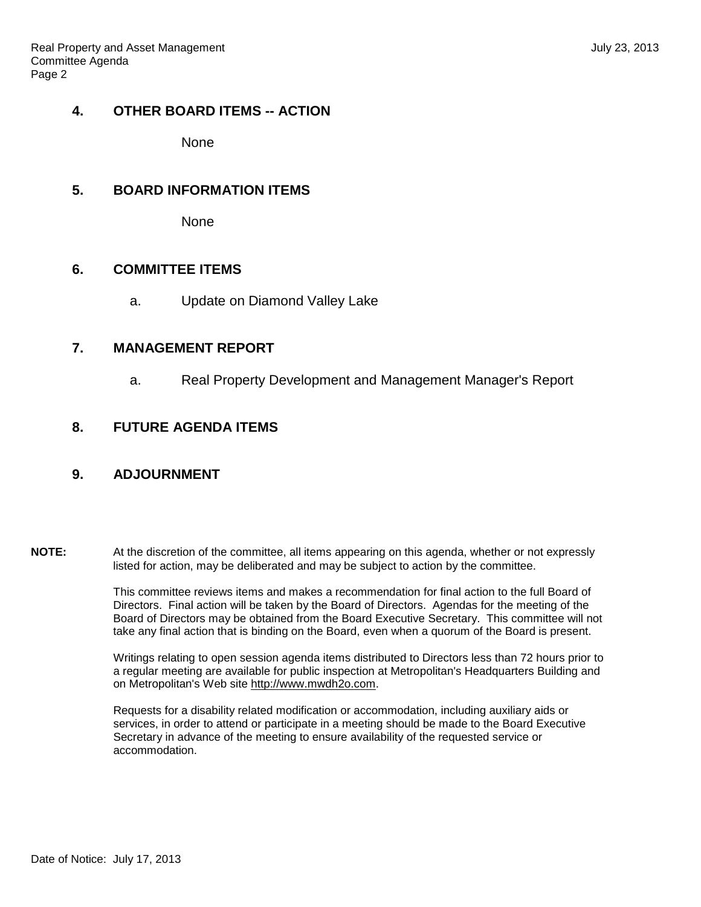## 4. OTHER BOARD ITEMS -- ACTION

None

## 5. BOARD INFORMATION ITEMS

None

## 6. COMMITTEE ITEMS

a. Update on Diamond Valley Lake

## 7. MANAGEMENT REPORT

a. Real Property Development and Management Manager's Report

## 8. FUTURE AGENDA ITEMS

## 9. ADJOURNMENT

**NOTE:** At the discretion of the committee, all items appearing on this agenda, whether or not expressly listed for action, may be deliberated and may be subject to action by the committee.

This committee reviews items and makes a recommendation for final action to the full Board of Directors. Final action will be taken by the Board of Directors. Agendas for the meeting of the Board of Directors may be obtained from the Board Executive Secretary. This committee will not take any final action that is binding on the Board, even when a quorum of the Board is present.

Writings relating to open session agenda items distributed to Directors less than 72 hours prior to a regular meeting are available for public inspection at Metropolitan's Headquarters Building and on Metropolitan's Web site http://www.mwdh2o.com.

Requests for a disability related modification or accommodation, including auxiliary aids or services, in order to attend or participate in a meeting should be made to the Board Executive Secretary in advance of the meeting to ensure availability of the requested service or accommodation.

Date of Notice: July 17, 2013